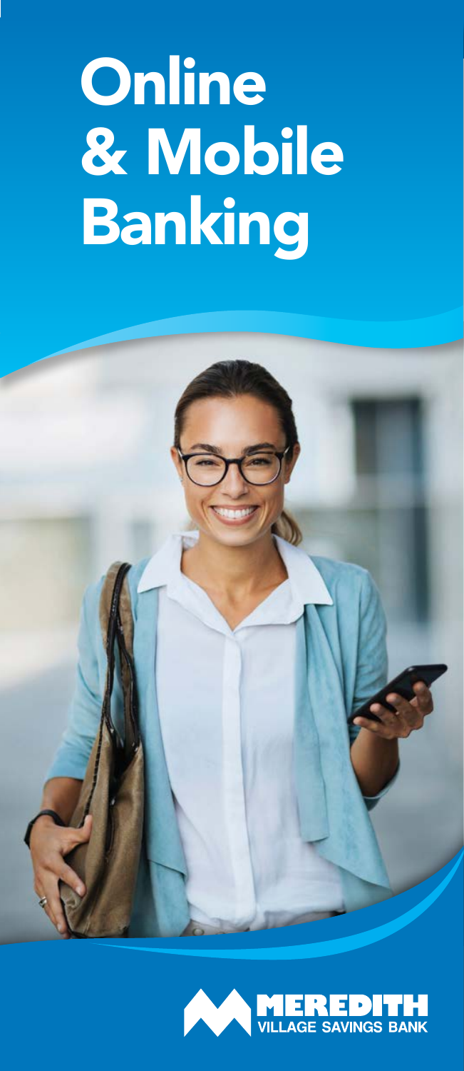# Online & Mobile Banking

MEREDITH VILLAGE SAVINGS BANK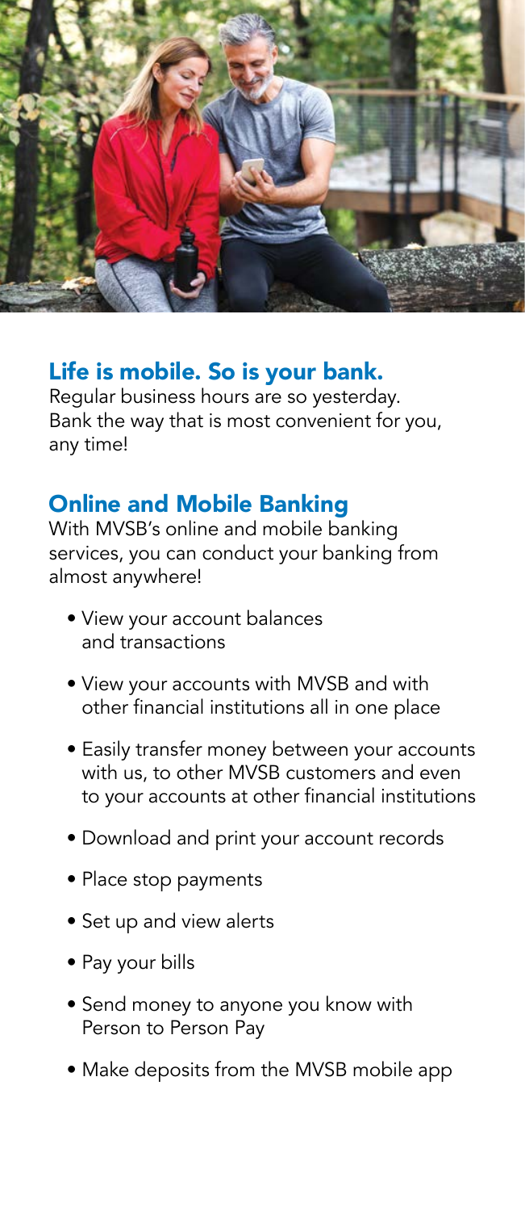## Life is mobile. So is your bank.

Regular business hours are so yesterday. Bank the way that is most convenient for you, any time!

## Online and Mobile Banking

With MVSB's online and mobile banking services, you can conduct your banking from almost anywhere!

- View your account balances and transactions
- View your accounts with MVSB and with other financial institutions all in one place
- Easily transfer money between your accounts with us, to other MVSB customers and even to your accounts at other financial institutions
- Download and print your account records
- Place stop payments
- Set up and view alerts
- Pay your bills
- Send money to anyone you know with Person to Person Pay
- Make deposits from the MVSB mobile app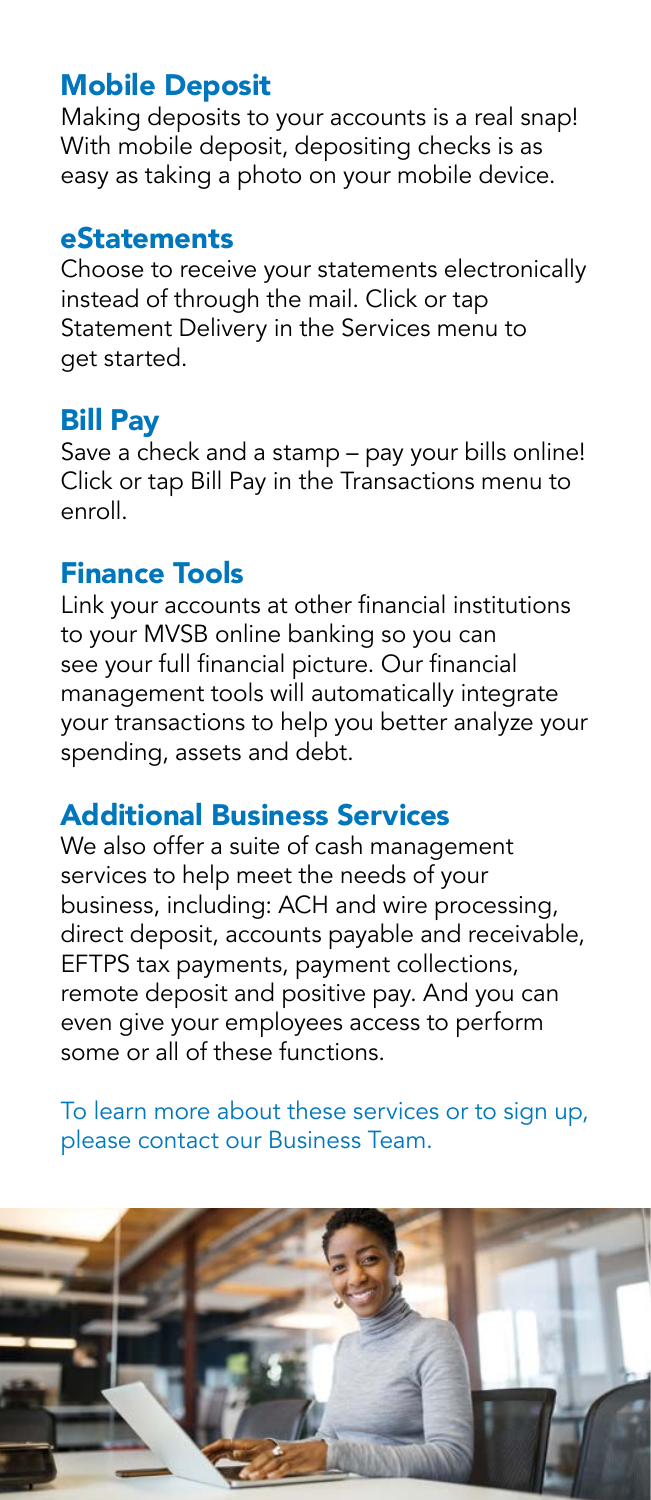## Mobile Deposit

Making deposits to your accounts is a real snap! With mobile deposit, depositing checks is as easy as taking a photo on your mobile device.

## eStatements

Choose to receive your statements electronically instead of through the mail. Click or tap Statement Delivery in the Services menu to get started.

## Bill Pay

Save a check and a stamp – pay your bills online! Click or tap Bill Pay in the Transactions menu to enroll.

## Finance Tools

Link your accounts at other financial institutions to your MVSB online banking so you can see your full financial picture. Our financial management tools will automatically integrate your transactions to help you better analyze your spending, assets and debt.

## Additional Business Services

We also offer a suite of cash management services to help meet the needs of your business, including: ACH and wire processing, direct deposit, accounts payable and receivable, EFTPS tax payments, payment collections, remote deposit and positive pay. And you can even give your employees access to perform some or all of these functions.

To learn more about these services or to sign up, please contact our Business Team.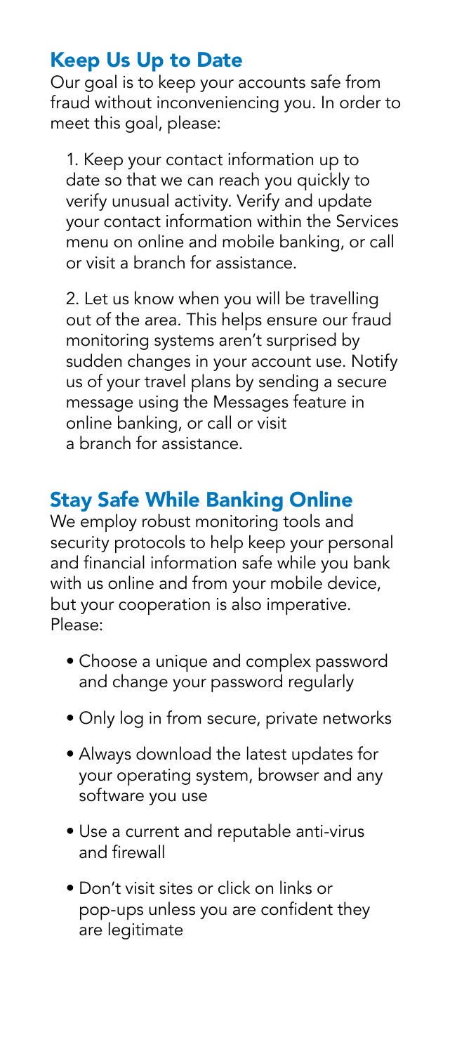## Keep Us Up to Date

Our goal is to keep your accounts safe from fraud without inconveniencing you. In order to meet this goal, please:

1. Keep your contact information up to date so that we can reach you quickly to verify unusual activity. Verify and update your contact information within the Services menu on online and mobile banking, or call or visit a branch for assistance.

2. Let us know when you will be travelling out of the area. This helps ensure our fraud monitoring systems aren't surprised by sudden changes in your account use. Notify us of your travel plans by sending a secure message using the Messages feature in online banking, or call or visit a branch for assistance.

## Stay Safe While Banking Online

We employ robust monitoring tools and security protocols to help keep your personal and financial information safe while you bank with us online and from your mobile device, but your cooperation is also imperative. Please:

- Choose a unique and complex password and change your password regularly
- Only log in from secure, private networks
- Always download the latest updates for your operating system, browser and any software you use
- Use a current and reputable anti-virus and firewall
- Don't visit sites or click on links or pop-ups unless you are confident they are legitimate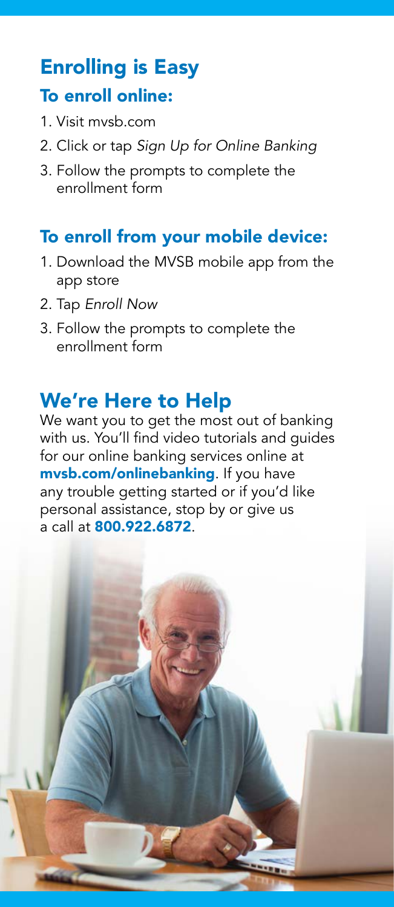# Enrolling is Easy

## To enroll online:

1. Visit mvsb.com
2. Click or tap *Sign Up for Online Banking*
3. Follow the prompts to complete the enrollment form

## To enroll from your mobile device:

1. Download the MVSB mobile app from the app store
2. Tap *Enroll Now*
3. Follow the prompts to complete the enrollment form

# We're Here to Help

We want you to get the most out of banking with us. You'll find video tutorials and guides for our online banking services online at **mvsb.com/onlinebanking**. If you have any trouble getting started or if you'd like personal assistance, stop by or give us a call at **800.922.6872**.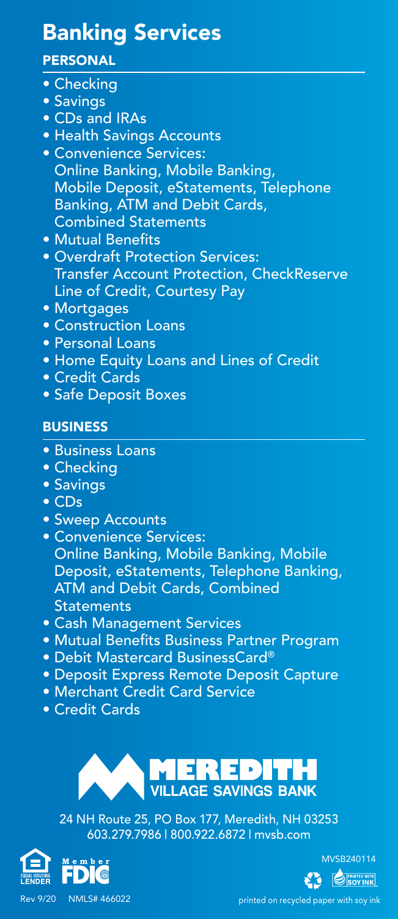# Banking Services

## PERSONAL

- Checking
- Savings
- CDs and IRAs
- Health Savings Accounts
- Convenience Services: Online Banking, Mobile Banking, Mobile Deposit, eStatements, Telephone Banking, ATM and Debit Cards, Combined Statements
- Mutual Benefits
- Overdraft Protection Services: Transfer Account Protection, CheckReserve Line of Credit, Courtesy Pay
- Mortgages
- Construction Loans
- Personal Loans
- Home Equity Loans and Lines of Credit
- Credit Cards
- Safe Deposit Boxes

## BUSINESS

- Business Loans
- Checking
- Savings
- CDs
- Sweep Accounts
- Convenience Services: Online Banking, Mobile Banking, Mobile Deposit, eStatements, Telephone Banking, ATM and Debit Cards, Combined Statements
- Cash Management Services
- Mutual Benefits Business Partner Program
- Debit Mastercard BusinessCard®
- Deposit Express Remote Deposit Capture
- Merchant Credit Card Service
- Credit Cards

MEREDITH VILLAGE SAVINGS BANK

24 NH Route 25, PO Box 177, Meredith, NH 03253
603.279.7986 | 800.922.6872 | mvsb.com

EQUAL HOUSING LENDER    Member FDIC

MVSB240114

Rev 9/20    NMLS# 466022

printed on recycled paper with soy ink